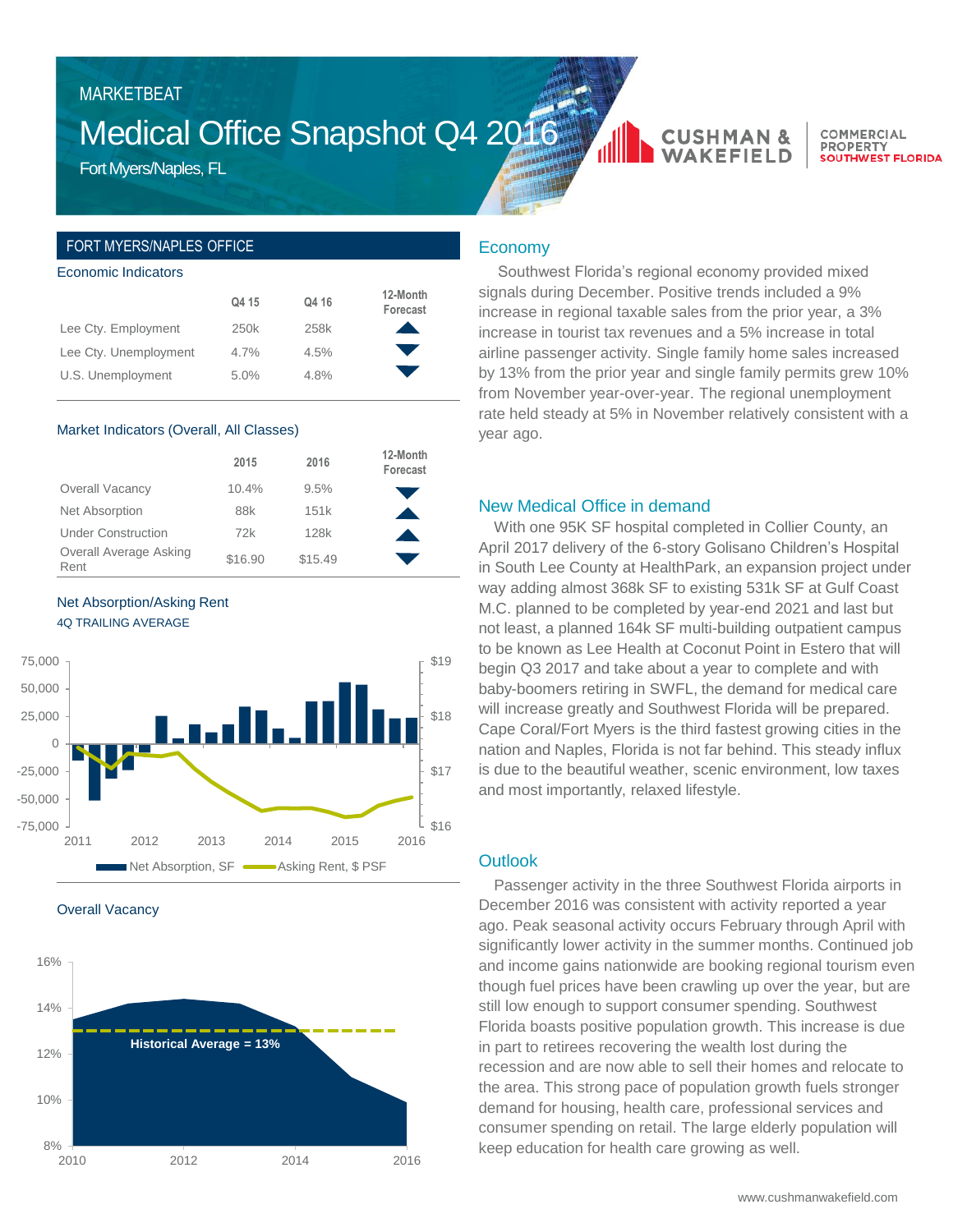MARKETBEAT

# Medical Office Snapshot Q4 2016

Fort Myers/Naples, FL

CUSHMAN & WAKEFIELD | COMMERCIAL PROPERTY SOUTHWEST FLORIDA

## FORT MYERS/NAPLES OFFICE

### Economic Indicators

| | Q4 15 | Q4 16 | 12-Month Forecast |
|---|---|---|---|
| Lee Cty. Employment | 250k | 258k | ▲ |
| Lee Cty. Unemployment | 4.7% | 4.5% | ▼ |
| U.S. Unemployment | 5.0% | 4.8% | ▼ |

### Market Indicators (Overall, All Classes)

| | 2015 | 2016 | 12-Month Forecast |
|---|---|---|---|
| Overall Vacancy | 10.4% | 9.5% | ▼ |
| Net Absorption | 88k | 151k | ▲ |
| Under Construction | 72k | 128k | ▲ |
| Overall Average Asking Rent | $16.90 | $15.49 | ▼ |

### Net Absorption/Asking Rent

4Q TRAILING AVERAGE

Net Absorption, SF | Asking Rent, $ PSF

### Overall Vacancy

Historical Average = 13%

## Economy

Southwest Florida's regional economy provided mixed signals during December. Positive trends included a 9% increase in regional taxable sales from the prior year, a 3% increase in tourist tax revenues and a 5% increase in total airline passenger activity. Single family home sales increased by 13% from the prior year and single family permits grew 10% from November year-over-year. The regional unemployment rate held steady at 5% in November relatively consistent with a year ago.

## New Medical Office in demand

With one 95K SF hospital completed in Collier County, an April 2017 delivery of the 6-story Golisano Children's Hospital in South Lee County at HealthPark, an expansion project under way adding almost 368k SF to existing 531k SF at Gulf Coast M.C. planned to be completed by year-end 2021 and last but not least, a planned 164k SF multi-building outpatient campus to be known as Lee Health at Coconut Point in Estero that will begin Q3 2017 and take about a year to complete and with baby-boomers retiring in SWFL, the demand for medical care will increase greatly and Southwest Florida will be prepared. Cape Coral/Fort Myers is the third fastest growing cities in the nation and Naples, Florida is not far behind. This steady influx is due to the beautiful weather, scenic environment, low taxes and most importantly, relaxed lifestyle.

## Outlook

Passenger activity in the three Southwest Florida airports in December 2016 was consistent with activity reported a year ago. Peak seasonal activity occurs February through April with significantly lower activity in the summer months. Continued job and income gains nationwide are booking regional tourism even though fuel prices have been crawling up over the year, but are still low enough to support consumer spending. Southwest Florida boasts positive population growth. This increase is due in part to retirees recovering the wealth lost during the recession and are now able to sell their homes and relocate to the area. This strong pace of population growth fuels stronger demand for housing, health care, professional services and consumer spending on retail. The large elderly population will keep education for health care growing as well.

www.cushmanwakefield.com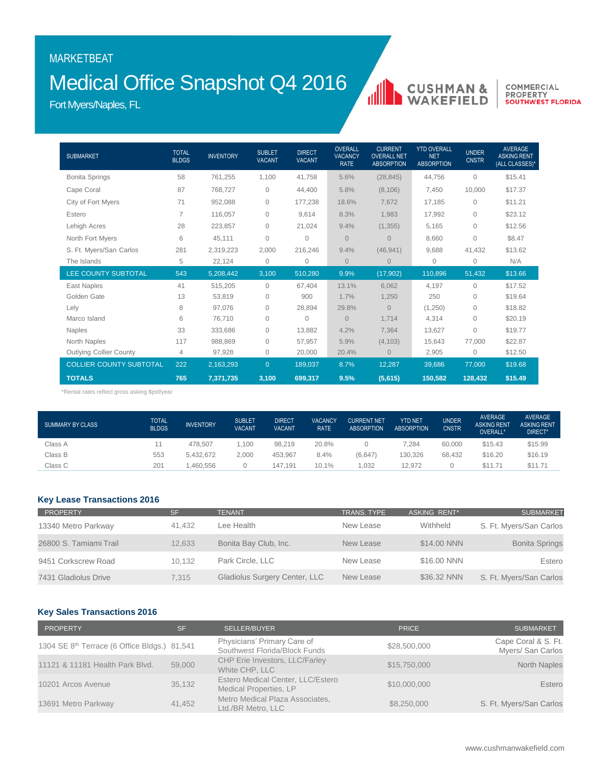MARKETBEAT

# Medical Office Snapshot Q4 2016

Fort Myers/Naples, FL

CUSHMAN & WAKEFIELD | COMMERCIAL PROPERTY SOUTHWEST FLORIDA

| SUBMARKET | TOTAL BLDGS | INVENTORY | SUBLET VACANT | DIRECT VACANT | OVERALL VACANCY RATE | CURRENT OVERALL NET ABSORPTION | YTD OVERALL NET ABSORPTION | UNDER CNSTR | AVERAGE ASKING RENT (ALL CLASSES)* |
|---|---|---|---|---|---|---|---|---|---|
| Bonita Springs | 58 | 761,255 | 1,100 | 41,758 | 5.6% | (28,845) | 44,756 | 0 | $15.41 |
| Cape Coral | 87 | 768,727 | 0 | 44,400 | 5.8% | (8,106) | 7,450 | 10,000 | $17.37 |
| City of Fort Myers | 71 | 952,088 | 0 | 177,238 | 18.6% | 7,672 | 17,185 | 0 | $11.21 |
| Estero | 7 | 116,057 | 0 | 9,614 | 8.3% | 1,983 | 17,992 | 0 | $23.12 |
| Lehigh Acres | 28 | 223,857 | 0 | 21,024 | 9.4% | (1,355) | 5,165 | 0 | $12.56 |
| North Fort Myers | 6 | 45,111 | 0 | 0 | 0 | 0 | 8,660 | 0 | $8.47 |
| S. Ft. Myers/San Carlos | 281 | 2,319,223 | 2,000 | 216,246 | 9.4% | (46,941) | 9,688 | 41,432 | $13.62 |
| The Islands | 5 | 22,124 | 0 | 0 | 0 | 0 | 0 | 0 | N/A |
| LEE COUNTY SUBTOTAL | 543 | 5,208,442 | 3,100 | 510,280 | 9.9% | (17,902) | 110,896 | 51,432 | $13.66 |
| East Naples | 41 | 515,205 | 0 | 67,404 | 13.1% | 6,062 | 4,197 | 0 | $17.52 |
| Golden Gate | 13 | 53,819 | 0 | 900 | 1.7% | 1,250 | 250 | 0 | $19.64 |
| Lely | 8 | 97,076 | 0 | 28,894 | 29.8% | 0 | (1,250) | 0 | $18.82 |
| Marco Island | 6 | 76,710 | 0 | 0 | 0 | 1,714 | 4,314 | 0 | $20.19 |
| Naples | 33 | 333,686 | 0 | 13,882 | 4.2% | 7,364 | 13,627 | 0 | $19.77 |
| North Naples | 117 | 988,869 | 0 | 57,957 | 5.9% | (4,103) | 15,643 | 77,000 | $22.87 |
| Outlying Collier County | 4 | 97,928 | 0 | 20,000 | 20.4% | 0 | 2,905 | 0 | $12.50 |
| COLLIER COUNTY SUBTOTAL | 222 | 2,163,293 | 0 | 189,037 | 8.7% | 12,287 | 39,686 | 77,000 | $19.68 |
| **TOTALS** | **765** | **7,371,735** | **3,100** | **699,317** | **9.5%** | **(5,615)** | **150,582** | **128,432** | **$15.49** |

*Rental rates reflect gross asking $psf/year

| SUMMARY BY CLASS | TOTAL BLDGS | INVENTORY | SUBLET VACANT | DIRECT VACANT | VACANCY RATE | CURRENT NET ABSORPTION | YTD NET ABSORPTION | UNDER CNSTR | AVERAGE ASKING RENT OVERALL* | AVERAGE ASKING RENT DIRECT* |
|---|---|---|---|---|---|---|---|---|---|---|
| Class A | 11 | 478,507 | 1,100 | 98,219 | 20.8% | 0 | 7,284 | 60,000 | $15.43 | $15.99 |
| Class B | 553 | 5,432,672 | 2,000 | 453,967 | 8.4% | (6,647) | 130,326 | 68,432 | $16.20 | $16.19 |
| Class C | 201 | 1,460,556 | 0 | 147,191 | 10.1% | 1,032 | 12,972 | 0 | $11.71 | $11.71 |

## Key Lease Transactions 2016

| PROPERTY | SF | TENANT | TRANS. TYPE | ASKING RENT* | SUBMARKET |
|---|---|---|---|---|---|
| 13340 Metro Parkway | 41,432 | Lee Health | New Lease | Withheld | S. Ft. Myers/San Carlos |
| 26800 S. Tamiami Trail | 12,633 | Bonita Bay Club, Inc. | New Lease | $14.00 NNN | Bonita Springs |
| 9451 Corkscrew Road | 10,132 | Park Circle, LLC | New Lease | $16.00 NNN | Estero |
| 7431 Gladiolus Drive | 7,315 | Gladiolus Surgery Center, LLC | New Lease | $36.32 NNN | S. Ft. Myers/San Carlos |

## Key Sales Transactions 2016

| PROPERTY | SF | SELLER/BUYER | PRICE | SUBMARKET |
|---|---|---|---|---|
| 1304 SE 8th Terrace (6 Office Bldgs.) | 81,541 | Physicians' Primary Care of Southwest Florida/Block Funds | $28,500,000 | Cape Coral & S. Ft. Myers/ San Carlos |
| 11121 & 11181 Health Park Blvd. | 59,000 | CHP Erie Investors, LLC/Farley White CHP, LLC | $15,750,000 | North Naples |
| 10201 Arcos Avenue | 35,132 | Estero Medical Center, LLC/Estero Medical Properties, LP | $10,000,000 | Estero |
| 13691 Metro Parkway | 41,452 | Metro Medical Plaza Associates, Ltd./BR Metro, LLC | $8,250,000 | S. Ft. Myers/San Carlos |

www.cushmanwakefield.com